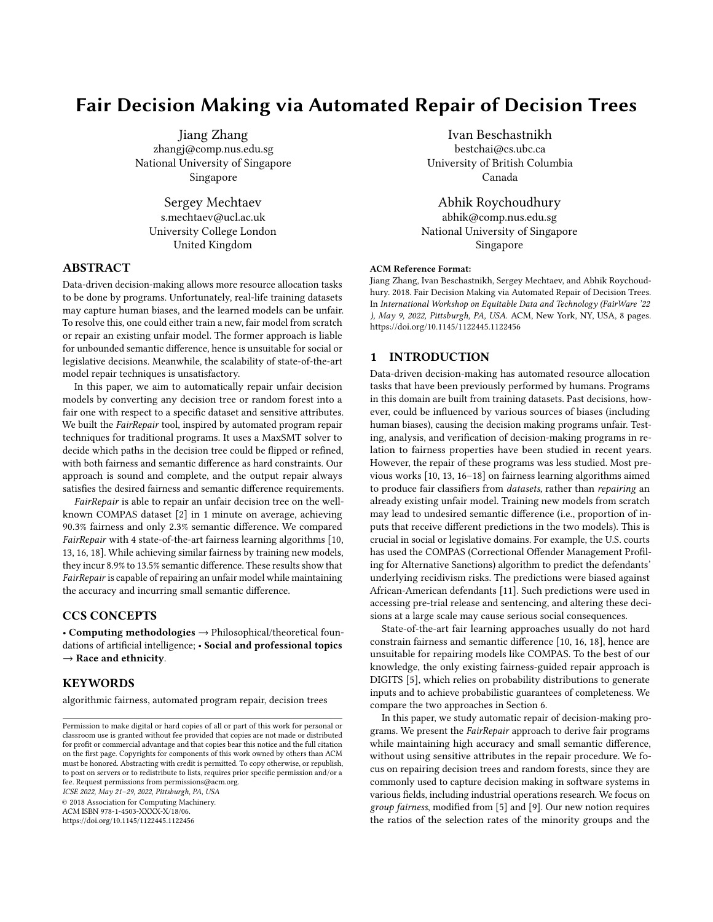# Fair Decision Making via Automated Repair of Decision Trees

Jiang Zhang
zhangj@comp.nus.edu.sg
National University of Singapore
Singapore

Ivan Beschastnikh
bestchai@cs.ubc.ca
University of British Columbia
Canada

Sergey Mechtaev
s.mechtaev@ucl.ac.uk
University College London
United Kingdom

Abhik Roychoudhury
abhik@comp.nus.edu.sg
National University of Singapore
Singapore

## ABSTRACT

Data-driven decision-making allows more resource allocation tasks to be done by programs. Unfortunately, real-life training datasets may capture human biases, and the learned models can be unfair. To resolve this, one could either train a new, fair model from scratch or repair an existing unfair model. The former approach is liable for unbounded semantic difference, hence is unsuitable for social or legislative decisions. Meanwhile, the scalability of state-of-the-art model repair techniques is unsatisfactory.

In this paper, we aim to automatically repair unfair decision models by converting any decision tree or random forest into a fair one with respect to a specific dataset and sensitive attributes. We built the *FairRepair* tool, inspired by automated program repair techniques for traditional programs. It uses a MaxSMT solver to decide which paths in the decision tree could be flipped or refined, with both fairness and semantic difference as hard constraints. Our approach is sound and complete, and the output repair always satisfies the desired fairness and semantic difference requirements.

*FairRepair* is able to repair an unfair decision tree on the well-known COMPAS dataset [2] in 1 minute on average, achieving 90.3% fairness and only 2.3% semantic difference. We compared *FairRepair* with 4 state-of-the-art fairness learning algorithms [10, 13, 16, 18]. While achieving similar fairness by training new models, they incur 8.9% to 13.5% semantic difference. These results show that *FairRepair* is capable of repairing an unfair model while maintaining the accuracy and incurring small semantic difference.

## CCS CONCEPTS

• **Computing methodologies** → Philosophical/theoretical foundations of artificial intelligence; • **Social and professional topics** → **Race and ethnicity**.

## KEYWORDS

algorithmic fairness, automated program repair, decision trees

Permission to make digital or hard copies of all or part of this work for personal or classroom use is granted without fee provided that copies are not made or distributed for profit or commercial advantage and that copies bear this notice and the full citation on the first page. Copyrights for components of this work owned by others than ACM must be honored. Abstracting with credit is permitted. To copy otherwise, or republish, to post on servers or to redistribute to lists, requires prior specific permission and/or a fee. Request permissions from permissions@acm.org.
*ICSE 2022, May 21–29, 2022, Pittsburgh, PA, USA*
© 2018 Association for Computing Machinery.
ACM ISBN 978-1-4503-XXXX-X/18/06.
https://doi.org/10.1145/1122445.1122456

**ACM Reference Format:**
Jiang Zhang, Ivan Beschastnikh, Sergey Mechtaev, and Abhik Roychoudhury. 2018. Fair Decision Making via Automated Repair of Decision Trees. In *International Workshop on Equitable Data and Technology (FairWare '22 ), May 9, 2022, Pittsburgh, PA, USA.* ACM, New York, NY, USA, 8 pages. https://doi.org/10.1145/1122445.1122456

## 1 INTRODUCTION

Data-driven decision-making has automated resource allocation tasks that have been previously performed by humans. Programs in this domain are built from training datasets. Past decisions, however, could be influenced by various sources of biases (including human biases), causing the decision making programs unfair. Testing, analysis, and verification of decision-making programs in relation to fairness properties have been studied in recent years. However, the repair of these programs was less studied. Most previous works [10, 13, 16–18] on fairness learning algorithms aimed to produce fair classifiers from *datasets*, rather than *repairing* an already existing unfair model. Training new models from scratch may lead to undesired semantic difference (i.e., proportion of inputs that receive different predictions in the two models). This is crucial in social or legislative domains. For example, the U.S. courts has used the COMPAS (Correctional Offender Management Profiling for Alternative Sanctions) algorithm to predict the defendants' underlying recidivism risks. The predictions were biased against African-American defendants [11]. Such predictions were used in accessing pre-trial release and sentencing, and altering these decisions at a large scale may cause serious social consequences.

State-of-the-art fair learning approaches usually do not hard constrain fairness and semantic difference [10, 16, 18], hence are unsuitable for repairing models like COMPAS. To the best of our knowledge, the only existing fairness-guided repair approach is DIGITS [5], which relies on probability distributions to generate inputs and to achieve probabilistic guarantees of completeness. We compare the two approaches in Section 6.

In this paper, we study automatic repair of decision-making programs. We present the *FairRepair* approach to derive fair programs while maintaining high accuracy and small semantic difference, without using sensitive attributes in the repair procedure. We focus on repairing decision trees and random forests, since they are commonly used to capture decision making in software systems in various fields, including industrial operations research. We focus on *group fairness*, modified from [5] and [9]. Our new notion requires the ratios of the selection rates of the minority groups and the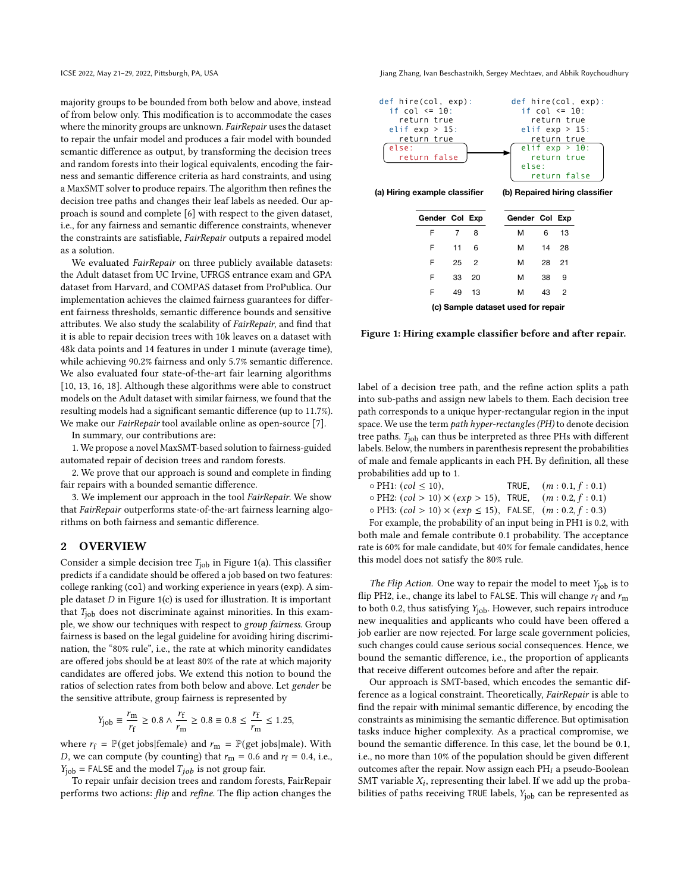majority groups to be bounded from both below and above, instead of from below only. This modification is to accommodate the cases where the minority groups are unknown. *FairRepair* uses the dataset to repair the unfair model and produces a fair model with bounded semantic difference as output, by transforming the decision trees and random forests into their logical equivalents, encoding the fairness and semantic difference criteria as hard constraints, and using a MaxSMT solver to produce repairs. The algorithm then refines the decision tree paths and changes their leaf labels as needed. Our approach is sound and complete [6] with respect to the given dataset, i.e., for any fairness and semantic difference constraints, whenever the constraints are satisfiable, *FairRepair* outputs a repaired model as a solution.

We evaluated *FairRepair* on three publicly available datasets: the Adult dataset from UC Irvine, UFRGS entrance exam and GPA dataset from Harvard, and COMPAS dataset from ProPublica. Our implementation achieves the claimed fairness guarantees for different fairness thresholds, semantic difference bounds and sensitive attributes. We also study the scalability of *FairRepair*, and find that it is able to repair decision trees with 10k leaves on a dataset with 48k data points and 14 features in under 1 minute (average time), while achieving 90.2% fairness and only 5.7% semantic difference. We also evaluated four state-of-the-art fair learning algorithms [10, 13, 16, 18]. Although these algorithms were able to construct models on the Adult dataset with similar fairness, we found that the resulting models had a significant semantic difference (up to 11.7%). We make our *FairRepair* tool available online as open-source [7].

In summary, our contributions are:

1. We propose a novel MaxSMT-based solution to fairness-guided automated repair of decision trees and random forests.

2. We prove that our approach is sound and complete in finding fair repairs with a bounded semantic difference.

3. We implement our approach in the tool *FairRepair*. We show that *FairRepair* outperforms state-of-the-art fairness learning algorithms on both fairness and semantic difference.

## 2 OVERVIEW

Consider a simple decision tree $T_{\text{job}}$ in Figure 1(a). This classifier predicts if a candidate should be offered a job based on two features: college ranking (col) and working experience in years (exp). A simple dataset $D$ in Figure 1(c) is used for illustration. It is important that $T_{\text{job}}$ does not discriminate against minorities. In this example, we show our techniques with respect to *group fairness*. Group fairness is based on the legal guideline for avoiding hiring discrimination, the "80% rule", i.e., the rate at which minority candidates are offered jobs should be at least 80% of the rate at which majority candidates are offered jobs. We extend this notion to bound the ratios of selection rates from both below and above. Let *gender* be the sensitive attribute, group fairness is represented by

$$Y_{\text{job}} \equiv \frac{r_{\text{m}}}{r_{\text{f}}} \geq 0.8 \wedge \frac{r_{\text{f}}}{r_{\text{m}}} \geq 0.8 \equiv 0.8 \leq \frac{r_{\text{f}}}{r_{\text{m}}} \leq 1.25,$$

where $r_{\text{f}} = \mathbb{P}(\text{get jobs}|\text{female})$ and $r_{\text{m}} = \mathbb{P}(\text{get jobs}|\text{male})$. With $D$, we can compute (by counting) that $r_{\text{m}} = 0.6$ and $r_{\text{f}} = 0.4$, i.e., $Y_{\text{job}} =$ FALSE and the model $T_{job}$ is not group fair.

To repair unfair decision trees and random forests, FairRepair performs two actions: *flip* and *refine*. The flip action changes the

```
def hire(col, exp):
  if col <= 10:
    return true
  elif exp > 15:
    return true
  else:
    return false
```

**(a) Hiring example classifier**

```
def hire(col, exp):
  if col <= 10:
    return true
  elif exp > 15:
    return true
  elif exp > 10:
    return true
  else:
    return false
```

**(b) Repaired hiring classifier**

| Gender | Col | Exp | | Gender | Col | Exp |
|---|---|---|---|---|---|---|
| F | 7 | 8 | | M | 6 | 13 |
| F | 11 | 6 | | M | 14 | 28 |
| F | 25 | 2 | | M | 28 | 21 |
| F | 33 | 20 | | M | 38 | 9 |
| F | 49 | 13 | | M | 43 | 2 |

**(c) Sample dataset used for repair**

**Figure 1: Hiring example classifier before and after repair.**

label of a decision tree path, and the refine action splits a path into sub-paths and assign new labels to them. Each decision tree path corresponds to a unique hyper-rectangular region in the input space. We use the term *path hyper-rectangles (PH)* to denote decision tree paths. $T_{\text{job}}$ can thus be interpreted as three PHs with different labels. Below, the numbers in parenthesis represent the probabilities of male and female applicants in each PH. By definition, all these probabilities add up to 1.

- PH1: $(col \leq 10)$, TRUE, $(m : 0.1, f : 0.1)$
- PH2: $(col > 10) \times (exp > 15)$, TRUE, $(m : 0.2, f : 0.1)$
- PH3: $(col > 10) \times (exp \leq 15)$, FALSE, $(m : 0.2, f : 0.3)$

For example, the probability of an input being in PH1 is 0.2, with both male and female contribute 0.1 probability. The acceptance rate is 60% for male candidate, but 40% for female candidates, hence this model does not satisfy the 80% rule.

*The Flip Action.* One way to repair the model to meet $Y_{\text{job}}$ is to flip PH2, i.e., change its label to FALSE. This will change $r_f$ and $r_{\text{m}}$ to both 0.2, thus satisfying $Y_{\text{job}}$. However, such repairs introduce new inequalities and applicants who could have been offered a job earlier are now rejected. For large scale government policies, such changes could cause serious social consequences. Hence, we bound the semantic difference, i.e., the proportion of applicants that receive different outcomes before and after the repair.

Our approach is SMT-based, which encodes the semantic difference as a logical constraint. Theoretically, *FairRepair* is able to find the repair with minimal semantic difference, by encoding the constraints as minimising the semantic difference. But optimisation tasks induce higher complexity. As a practical compromise, we bound the semantic difference. In this case, let the bound be 0.1, i.e., no more than 10% of the population should be given different outcomes after the repair. Now assign each $\text{PH}_i$ a pseudo-Boolean SMT variable $X_i$, representing their label. If we add up the probabilities of paths receiving TRUE labels, $Y_{\text{job}}$ can be represented as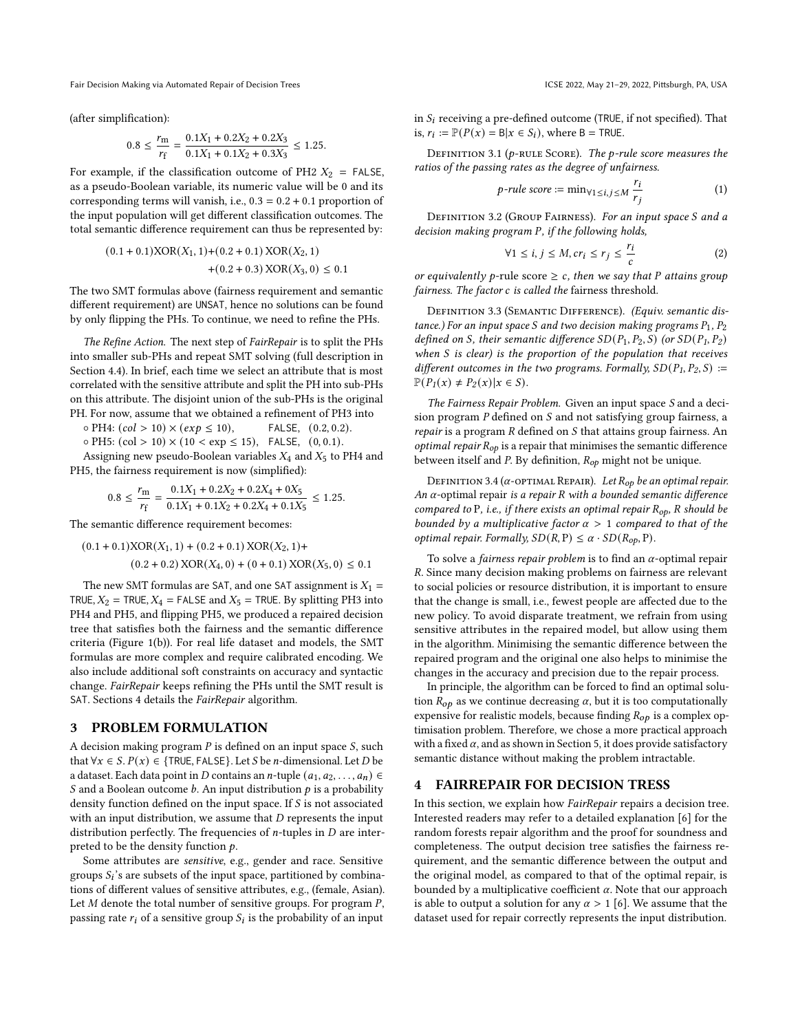(after simplification):

$$0.8 \leq \frac{r_{\mathrm{m}}}{r_{\mathrm{f}}} = \frac{0.1X_1 + 0.2X_2 + 0.2X_3}{0.1X_1 + 0.1X_2 + 0.3X_3} \leq 1.25.$$

For example, if the classification outcome of PH2 $X_2$ = FALSE, as a pseudo-Boolean variable, its numeric value will be 0 and its corresponding terms will vanish, i.e., $0.3 = 0.2 + 0.1$ proportion of the input population will get different classification outcomes. The total semantic difference requirement can thus be represented by:

$$(0.1 + 0.1)\mathrm{XOR}(X_1, 1) + (0.2 + 0.1)\,\mathrm{XOR}(X_2, 1) + (0.2 + 0.3)\,\mathrm{XOR}(X_3, 0) \leq 0.1$$

The two SMT formulas above (fairness requirement and semantic different requirement) are UNSAT, hence no solutions can be found by only flipping the PHs. To continue, we need to refine the PHs.

*The Refine Action.* The next step of *FairRepair* is to split the PHs into smaller sub-PHs and repeat SMT solving (full description in Section 4.4). In brief, each time we select an attribute that is most correlated with the sensitive attribute and split the PH into sub-PHs on this attribute. The disjoint union of the sub-PHs is the original PH. For now, assume that we obtained a refinement of PH3 into

- PH4: $(col > 10) \times (exp \leq 10)$, FALSE, $(0.2, 0.2)$.
- PH5: $(\mathrm{col} > 10) \times (10 < \exp \leq 15)$, FALSE, $(0, 0.1)$.

Assigning new pseudo-Boolean variables $X_4$ and $X_5$ to PH4 and PH5, the fairness requirement is now (simplified):

$$0.8 \leq \frac{r_{\mathrm{m}}}{r_{\mathrm{f}}} = \frac{0.1X_1 + 0.2X_2 + 0.2X_4 + 0X_5}{0.1X_1 + 0.1X_2 + 0.2X_4 + 0.1X_5} \leq 1.25.$$

The semantic difference requirement becomes:

$$(0.1 + 0.1)\mathrm{XOR}(X_1, 1) + (0.2 + 0.1)\,\mathrm{XOR}(X_2, 1) + (0.2 + 0.2)\,\mathrm{XOR}(X_4, 0) + (0 + 0.1)\,\mathrm{XOR}(X_5, 0) \leq 0.1$$

The new SMT formulas are SAT, and one SAT assignment is $X_1$ = TRUE, $X_2$ = TRUE, $X_4$ = FALSE and $X_5$ = TRUE. By splitting PH3 into PH4 and PH5, and flipping PH5, we produced a repaired decision tree that satisfies both the fairness and the semantic difference criteria (Figure 1(b)). For real life dataset and models, the SMT formulas are more complex and require calibrated encoding. We also include additional soft constraints on accuracy and syntactic change. *FairRepair* keeps refining the PHs until the SMT result is SAT. Sections 4 details the *FairRepair* algorithm.

## 3 PROBLEM FORMULATION

A decision making program $P$ is defined on an input space $S$, such that $\forall x \in S.\, P(x) \in \{\mathsf{TRUE}, \mathsf{FALSE}\}$. Let $S$ be $n$-dimensional. Let $D$ be a dataset. Each data point in $D$ contains an $n$-tuple $(a_1, a_2, \ldots, a_n) \in S$ and a Boolean outcome $b$. An input distribution $p$ is a probability density function defined on the input space. If $S$ is not associated with an input distribution, we assume that $D$ represents the input distribution perfectly. The frequencies of $n$-tuples in $D$ are interpreted to be the density function $p$.

Some attributes are *sensitive*, e.g., gender and race. Sensitive groups $S_i$'s are subsets of the input space, partitioned by combinations of different values of sensitive attributes, e.g., (female, Asian). Let $M$ denote the total number of sensitive groups. For program $P$, passing rate $r_i$ of a sensitive group $S_i$ is the probability of an input in $S_i$ receiving a pre-defined outcome (TRUE, if not specified). That is, $r_i := \mathbb{P}(P(x) = \mathsf{B} | x \in S_i)$, where $\mathsf{B}$ = TRUE.

Definition 3.1 ($p$-rule Score). *The $p$-rule score measures the ratios of the passing rates as the degree of unfairness.*

$$p\text{-rule score} := \min_{\forall 1 \leq i,j \leq M} \frac{r_i}{r_j} \tag{1}$$

Definition 3.2 (Group Fairness). *For an input space $S$ and a decision making program $P$, if the following holds,*

$$\forall 1 \leq i, j \leq M, c r_i \leq r_j \leq \frac{r_i}{c} \tag{2}$$

*or equivalently $p$-rule score $\geq c$, then we say that $P$ attains group fairness. The factor $c$ is called the* fairness threshold.

Definition 3.3 (Semantic Difference). *(Equiv. semantic distance.) For an input space $S$ and two decision making programs $P_1, P_2$ defined on $S$, their semantic difference $SD(P_1, P_2, S)$ (or $SD(P_1, P_2)$ when $S$ is clear) is the proportion of the population that receives different outcomes in the two programs. Formally, $SD(P_1, P_2, S) := \mathbb{P}(P_1(x) \neq P_2(x) | x \in S)$.*

*The Fairness Repair Problem.* Given an input space $S$ and a decision program $P$ defined on $S$ and not satisfying group fairness, a *repair* is a program $R$ defined on $S$ that attains group fairness. An *optimal repair* $R_{op}$ is a repair that minimises the semantic difference between itself and $P$. By definition, $R_{op}$ might not be unique.

Definition 3.4 ($\alpha$-optimal Repair). *Let $R_{op}$ be an optimal repair. An $\alpha$-optimal repair is a repair $R$ with a bounded semantic difference compared to $P$, i.e., if there exists an optimal repair $R_{op}$, $R$ should be bounded by a multiplicative factor $\alpha > 1$ compared to that of the optimal repair. Formally, $SD(R, P) \leq \alpha \cdot SD(R_{op}, P)$.*

To solve a *fairness repair problem* is to find an $\alpha$-optimal repair $R$. Since many decision making problems on fairness are relevant to social policies or resource distribution, it is important to ensure that the change is small, i.e., fewest people are affected due to the new policy. To avoid disparate treatment, we refrain from using sensitive attributes in the repaired model, but allow using them in the algorithm. Minimising the semantic difference between the repaired program and the original one also helps to minimise the changes in the accuracy and precision due to the repair process.

In principle, the algorithm can be forced to find an optimal solution $R_{op}$ as we continue decreasing $\alpha$, but it is too computationally expensive for realistic models, because finding $R_{op}$ is a complex optimisation problem. Therefore, we chose a more practical approach with a fixed $\alpha$, and as shown in Section 5, it does provide satisfactory semantic distance without making the problem intractable.

## 4 FAIRREPAIR FOR DECISION TRESS

In this section, we explain how *FairRepair* repairs a decision tree. Interested readers may refer to a detailed explanation [6] for the random forests repair algorithm and the proof for soundness and completeness. The output decision tree satisfies the fairness requirement, and the semantic difference between the output and the original model, as compared to that of the optimal repair, is bounded by a multiplicative coefficient $\alpha$. Note that our approach is able to output a solution for any $\alpha > 1$ [6]. We assume that the dataset used for repair correctly represents the input distribution.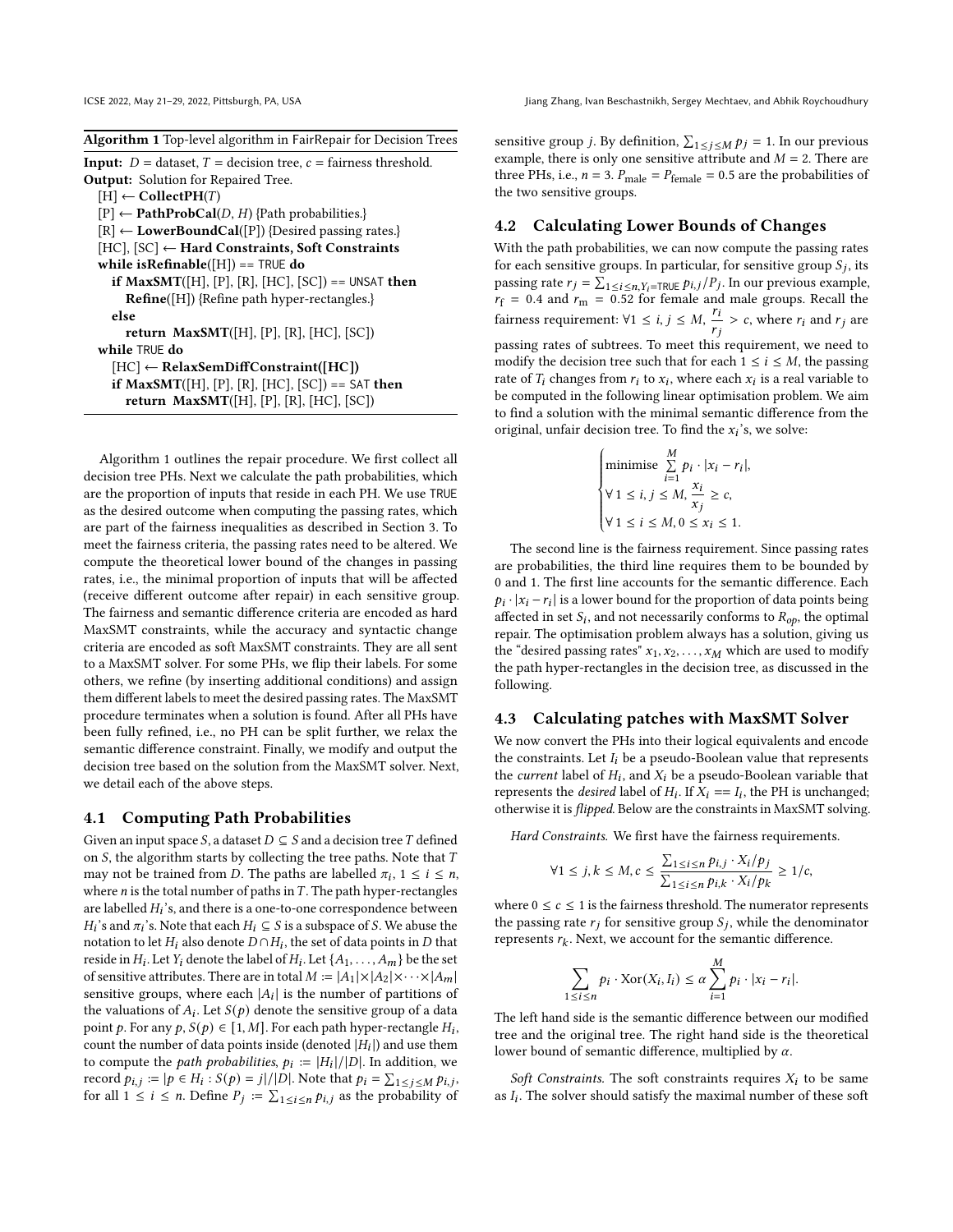**Algorithm 1** Top-level algorithm in FairRepair for Decision Trees

**Input:** $D$ = dataset, $T$ = decision tree, $c$ = fairness threshold.
**Output:** Solution for Repaired Tree.

```
[H] ← CollectPH(T)
[P] ← PathProbCal(D, H) {Path probabilities.}
[R] ← LowerBoundCal([P]) {Desired passing rates.}
[HC], [SC] ← Hard Constraints, Soft Constraints
while isRefinable([H]) == TRUE do
    if MaxSMT([H], [P], [R], [HC], [SC]) == UNSAT then
        Refine([H]) {Refine path hyper-rectangles.}
    else
        return MaxSMT([H], [P], [R], [HC], [SC])
while TRUE do
    [HC] ← RelaxSemDiffConstraint([HC])
    if MaxSMT([H], [P], [R], [HC], [SC]) == SAT then
        return MaxSMT([H], [P], [R], [HC], [SC])
```

Algorithm 1 outlines the repair procedure. We first collect all decision tree PHs. Next we calculate the path probabilities, which are the proportion of inputs that reside in each PH. We use TRUE as the desired outcome when computing the passing rates, which are part of the fairness inequalities as described in Section 3. To meet the fairness criteria, the passing rates need to be altered. We compute the theoretical lower bound of the changes in passing rates, i.e., the minimal proportion of inputs that will be affected (receive different outcome after repair) in each sensitive group. The fairness and semantic difference criteria are encoded as hard MaxSMT constraints, while the accuracy and syntactic change criteria are encoded as soft MaxSMT constraints. They are all sent to a MaxSMT solver. For some PHs, we flip their labels. For some others, we refine (by inserting additional conditions) and assign them different labels to meet the desired passing rates. The MaxSMT procedure terminates when a solution is found. After all PHs have been fully refined, i.e., no PH can be split further, we relax the semantic difference constraint. Finally, we modify and output the decision tree based on the solution from the MaxSMT solver. Next, we detail each of the above steps.

## 4.1 Computing Path Probabilities

Given an input space $S$, a dataset $D \subseteq S$ and a decision tree $T$ defined on $S$, the algorithm starts by collecting the tree paths. Note that $T$ may not be trained from $D$. The paths are labelled $\pi_i$, $1 \leq i \leq n$, where $n$ is the total number of paths in $T$. The path hyper-rectangles are labelled $H_i$'s, and there is a one-to-one correspondence between $H_i$'s and $\pi_i$'s. Note that each $H_i \subseteq S$ is a subspace of $S$. We abuse the notation to let $H_i$ also denote $D \cap H_i$, the set of data points in $D$ that reside in $H_i$. Let $Y_i$ denote the label of $H_i$. Let $\{A_1, \ldots, A_m\}$ be the set of sensitive attributes. There are in total $M := |A_1| \times |A_2| \times \cdots \times |A_m|$ sensitive groups, where each $|A_i|$ is the number of partitions of the valuations of $A_i$. Let $S(p)$ denote the sensitive group of a data point $p$. For any $p$, $S(p) \in [1, M]$. For each path hyper-rectangle $H_i$, count the number of data points inside (denoted $|H_i|$) and use them to compute the *path probabilities*, $p_i := |H_i|/|D|$. In addition, we record $p_{i,j} := |p \in H_i : S(p) = j|/|D|$. Note that $p_i = \sum_{1 \leq j \leq M} p_{i,j}$, for all $1 \leq i \leq n$. Define $P_j := \sum_{1 \leq i \leq n} p_{i,j}$ as the probability of sensitive group $j$. By definition, $\sum_{1 \leq j \leq M} p_j = 1$. In our previous example, there is only one sensitive attribute and $M = 2$. There are three PHs, i.e., $n = 3$. $P_{\text{male}} = P_{\text{female}} = 0.5$ are the probabilities of the two sensitive groups.

## 4.2 Calculating Lower Bounds of Changes

With the path probabilities, we can now compute the passing rates for each sensitive groups. In particular, for sensitive group $S_j$, its passing rate $r_j = \sum_{1 \leq i \leq n, Y_i = \text{TRUE}} p_{i,j}/P_j$. In our previous example, $r_f = 0.4$ and $r_m = 0.52$ for female and male groups. Recall the fairness requirement: $\forall 1 \leq i, j \leq M, \frac{r_i}{r_j} > c$, where $r_i$ and $r_j$ are passing rates of subtrees. To meet this requirement, we need to modify the decision tree such that for each $1 \leq i \leq M$, the passing rate of $T_i$ changes from $r_i$ to $x_i$, where each $x_i$ is a real variable to be computed in the following linear optimisation problem. We aim to find a solution with the minimal semantic difference from the original, unfair decision tree. To find the $x_i$'s, we solve:

$$
\begin{cases}
\text{minimise } \sum_{i=1}^{M} p_i \cdot |x_i - r_i|, \\
\forall\, 1 \leq i, j \leq M, \frac{x_i}{x_j} \geq c, \\
\forall\, 1 \leq i \leq M, 0 \leq x_i \leq 1.
\end{cases}
$$

The second line is the fairness requirement. Since passing rates are probabilities, the third line requires them to be bounded by 0 and 1. The first line accounts for the semantic difference. Each $p_i \cdot |x_i - r_i|$ is a lower bound for the proportion of data points being affected in set $S_i$, and not necessarily conforms to $R_{op}$, the optimal repair. The optimisation problem always has a solution, giving us the "desired passing rates" $x_1, x_2, \ldots, x_M$ which are used to modify the path hyper-rectangles in the decision tree, as discussed in the following.

## 4.3 Calculating patches with MaxSMT Solver

We now convert the PHs into their logical equivalents and encode the constraints. Let $I_i$ be a pseudo-Boolean value that represents the *current* label of $H_i$, and $X_i$ be a pseudo-Boolean variable that represents the *desired* label of $H_i$. If $X_i == I_i$, the PH is unchanged; otherwise it is *flipped*. Below are the constraints in MaxSMT solving.

*Hard Constraints.* We first have the fairness requirements.

$$\forall 1 \leq j, k \leq M, c \leq \frac{\sum_{1 \leq i \leq n} p_{i,j} \cdot X_i / p_j}{\sum_{1 \leq i \leq n} p_{i,k} \cdot X_i / p_k} \geq 1/c,$$

where $0 \leq c \leq 1$ is the fairness threshold. The numerator represents the passing rate $r_j$ for sensitive group $S_j$, while the denominator represents $r_k$. Next, we account for the semantic difference.

$$\sum_{1 \leq i \leq n} p_i \cdot \text{Xor}(X_i, I_i) \leq \alpha \sum_{i=1}^{M} p_i \cdot |x_i - r_i|.$$

The left hand side is the semantic difference between our modified tree and the original tree. The right hand side is the theoretical lower bound of semantic difference, multiplied by $\alpha$.

*Soft Constraints.* The soft constraints requires $X_i$ to be same as $I_i$. The solver should satisfy the maximal number of these soft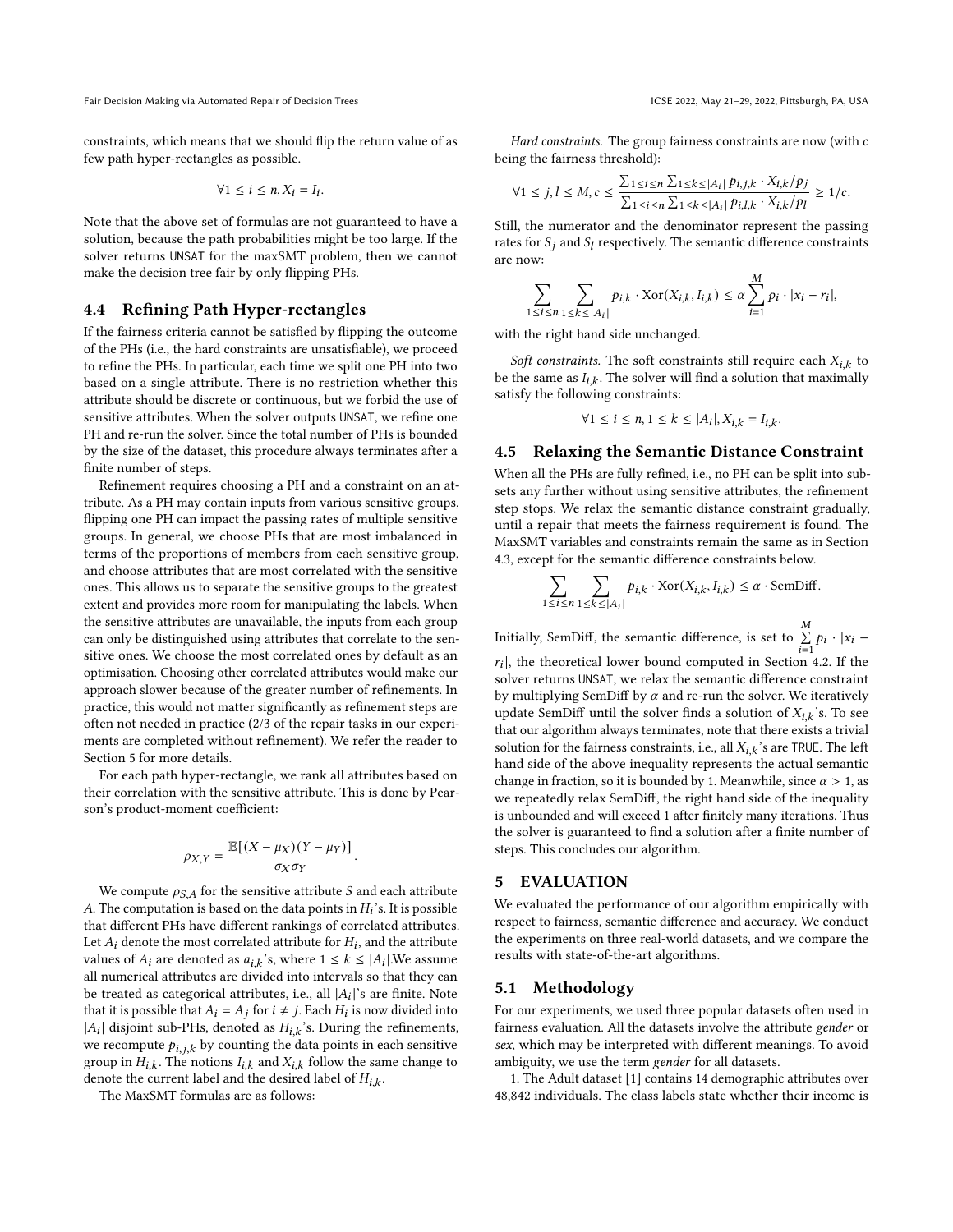constraints, which means that we should flip the return value of as few path hyper-rectangles as possible.

$$\forall 1 \leq i \leq n, X_i = I_i.$$

Note that the above set of formulas are not guaranteed to have a solution, because the path probabilities might be too large. If the solver returns UNSAT for the maxSMT problem, then we cannot make the decision tree fair by only flipping PHs.

### 4.4 Refining Path Hyper-rectangles

If the fairness criteria cannot be satisfied by flipping the outcome of the PHs (i.e., the hard constraints are unsatisfiable), we proceed to refine the PHs. In particular, each time we split one PH into two based on a single attribute. There is no restriction whether this attribute should be discrete or continuous, but we forbid the use of sensitive attributes. When the solver outputs UNSAT, we refine one PH and re-run the solver. Since the total number of PHs is bounded by the size of the dataset, this procedure always terminates after a finite number of steps.

Refinement requires choosing a PH and a constraint on an attribute. As a PH may contain inputs from various sensitive groups, flipping one PH can impact the passing rates of multiple sensitive groups. In general, we choose PHs that are most imbalanced in terms of the proportions of members from each sensitive group, and choose attributes that are most correlated with the sensitive ones. This allows us to separate the sensitive groups to the greatest extent and provides more room for manipulating the labels. When the sensitive attributes are unavailable, the inputs from each group can only be distinguished using attributes that correlate to the sensitive ones. We choose the most correlated ones by default as an optimisation. Choosing other correlated attributes would make our approach slower because of the greater number of refinements. In practice, this would not matter significantly as refinement steps are often not needed in practice (2/3 of the repair tasks in our experiments are completed without refinement). We refer the reader to Section 5 for more details.

For each path hyper-rectangle, we rank all attributes based on their correlation with the sensitive attribute. This is done by Pearson's product-moment coefficient:

$$\rho_{X,Y} = \frac{\mathbb{E}[(X - \mu_X)(Y - \mu_Y)]}{\sigma_X \sigma_Y}.$$

We compute $\rho_{S,A}$ for the sensitive attribute $S$ and each attribute $A$. The computation is based on the data points in $H_i$'s. It is possible that different PHs have different rankings of correlated attributes. Let $A_i$ denote the most correlated attribute for $H_i$, and the attribute values of $A_i$ are denoted as $a_{i,k}$'s, where $1 \leq k \leq |A_i|$.We assume all numerical attributes are divided into intervals so that they can be treated as categorical attributes, i.e., all $|A_i|$'s are finite. Note that it is possible that $A_i = A_j$ for $i \neq j$. Each $H_i$ is now divided into $|A_i|$ disjoint sub-PHs, denoted as $H_{i,k}$'s. During the refinements, we recompute $p_{i,j,k}$ by counting the data points in each sensitive group in $H_{i,k}$. The notions $I_{i,k}$ and $X_{i,k}$ follow the same change to denote the current label and the desired label of $H_{i,k}$.

The MaxSMT formulas are as follows:

*Hard constraints.* The group fairness constraints are now (with $c$ being the fairness threshold):

$$\forall 1 \leq j, l \leq M, c \leq \frac{\sum_{1 \leq i \leq n} \sum_{1 \leq k \leq |A_i|} p_{i,j,k} \cdot X_{i,k} / p_j}{\sum_{1 \leq i \leq n} \sum_{1 \leq k \leq |A_i|} p_{i,l,k} \cdot X_{i,k} / p_l} \geq 1/c.$$

Still, the numerator and the denominator represent the passing rates for $S_j$ and $S_l$ respectively. The semantic difference constraints are now:

$$\sum_{1 \leq i \leq n} \sum_{1 \leq k \leq |A_i|} p_{i,k} \cdot \text{Xor}(X_{i,k}, I_{i,k}) \leq \alpha \sum_{i=1}^{M} p_i \cdot |x_i - r_i|,$$

with the right hand side unchanged.

*Soft constraints.* The soft constraints still require each $X_{i,k}$ to be the same as $I_{i,k}$. The solver will find a solution that maximally satisfy the following constraints:

$$\forall 1 \leq i \leq n, 1 \leq k \leq |A_i|, X_{i,k} = I_{i,k}.$$

### 4.5 Relaxing the Semantic Distance Constraint

When all the PHs are fully refined, i.e., no PH can be split into subsets any further without using sensitive attributes, the refinement step stops. We relax the semantic distance constraint gradually, until a repair that meets the fairness requirement is found. The MaxSMT variables and constraints remain the same as in Section 4.3, except for the semantic difference constraints below.

$$\sum_{1 \leq i \leq n} \sum_{1 \leq k \leq |A_i|} p_{i,k} \cdot \text{Xor}(X_{i,k}, I_{i,k}) \leq \alpha \cdot \text{SemDiff}.$$

Initially, SemDiff, the semantic difference, is set to $\sum_{i=1}^{M} p_i \cdot |x_i - r_i|$, the theoretical lower bound computed in Section 4.2. If the solver returns UNSAT, we relax the semantic difference constraint by multiplying SemDiff by $\alpha$ and re-run the solver. We iteratively update SemDiff until the solver finds a solution of $X_{i,k}$'s. To see that our algorithm always terminates, note that there exists a trivial solution for the fairness constraints, i.e., all $X_{i,k}$'s are TRUE. The left hand side of the above inequality represents the actual semantic change in fraction, so it is bounded by 1. Meanwhile, since $\alpha > 1$, as we repeatedly relax SemDiff, the right hand side of the inequality is unbounded and will exceed 1 after finitely many iterations. Thus the solver is guaranteed to find a solution after a finite number of steps. This concludes our algorithm.

## 5 EVALUATION

We evaluated the performance of our algorithm empirically with respect to fairness, semantic difference and accuracy. We conduct the experiments on three real-world datasets, and we compare the results with state-of-the-art algorithms.

### 5.1 Methodology

For our experiments, we used three popular datasets often used in fairness evaluation. All the datasets involve the attribute *gender* or *sex*, which may be interpreted with different meanings. To avoid ambiguity, we use the term *gender* for all datasets.

1. The Adult dataset [1] contains 14 demographic attributes over 48,842 individuals. The class labels state whether their income is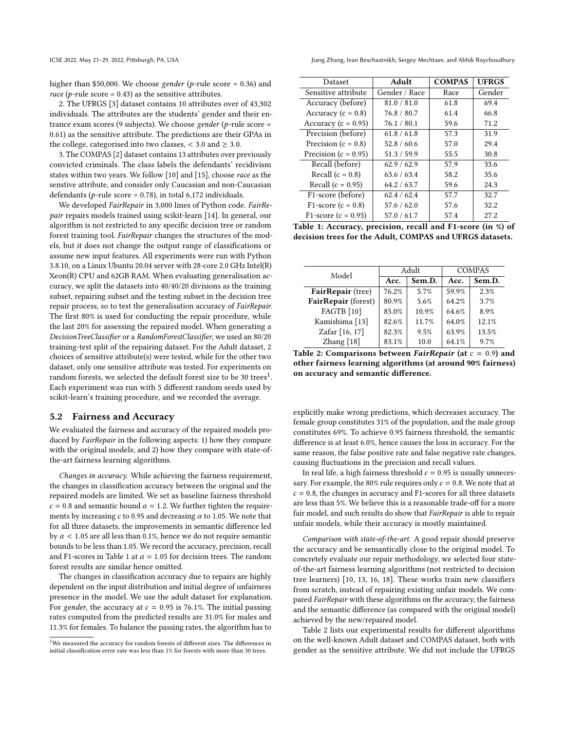higher than \$50,000. We choose *gender* (*p*-rule score = 0.36) and *race* (*p*-rule score = 0.43) as the sensitive attributes.

2. The UFRGS [3] dataset contains 10 attributes over of 43,302 individuals. The attributes are the students' gender and their entrance exam scores (9 subjects). We choose *gender* (*p*-rule score = 0.61) as the sensitive attribute. The predictions are their GPAs in the college, categorised into two classes, < 3.0 and ≥ 3.0.

3. The COMPAS [2] dataset contains 13 attributes over previously convicted criminals. The class labels the defendants' recidivism states within two years. We follow [10] and [15], choose *race* as the senstive attribute, and consider only Caucasian and non-Caucasian defendants (*p*-rule score = 0.78), in total 6,172 individuals.

We developed *FairRepair* in 3,000 lines of Python code. *FairRepair* repairs models trained using scikit-learn [14]. In general, our algorithm is not restricted to any specific decision tree or random forest training tool. *FairRepair* changes the structures of the models, but it does not change the output range of classifications or assume new input features. All experiments were run with Python 3.8.10, on a Linux Ubuntu 20.04 server with 28-core 2.0 GHz Intel(R) Xeon(R) CPU and 62GB RAM. When evaluating generalisation accuracy, we split the datasets into 40/40/20 divisions as the training subset, repairing subset and the testing subset in the decision tree repair process, so to test the generalisation accuracy of *FairRepair*. The first 80% is used for conducting the repair procedure, while the last 20% for assessing the repaired model. When generating a *DecisionTreeClassifier* or a *RandomForestClassifier*, we used an 80/20 training-test split of the repairing dataset. For the Adult dataset, 2 choices of sensitive attribute(s) were tested, while for the other two dataset, only one sensitive attribute was tested. For experiments on random forests, we selected the default forest size to be 30 trees[1]. Each experiment was run with 5 different random seeds used by scikit-learn's training procedure, and we recorded the average.

## 5.2 Fairness and Accuracy

We evaluated the fairness and accuracy of the repaired models produced by *FairRepair* in the following aspects: 1) how they compare with the original models; and 2) how they compare with state-of-the-art fairness learning algorithms.

*Changes in accuracy.* While achieving the fairness requirement, the changes in classification accuracy between the original and the repaired models are limited. We set as baseline fairness threshold $c = 0.8$ and semantic bound $\alpha = 1.2$. We further tighten the requirements by increasing $c$ to 0.95 and decreasing $\alpha$ to 1.05. We note that for all three datasets, the improvements in semantic difference led by $\alpha < 1.05$ are all less than 0.1%, hence we do not require semantic bounds to be less than 1.05. We record the accuracy, precision, recall and F1-scores in Table 1 at $\alpha = 1.05$ for decision trees. The random forest results are similar hence omitted.

The changes in classification accuracy due to repairs are highly dependent on the input distribution and initial degree of unfairness presence in the model. We use the adult dataset for explanation. For *gender*, the accuracy at $c = 0.95$ is 76.1%. The initial passing rates computed from the predicted results are 31.0% for males and 11.3% for females. To balance the passing rates, the algorithm has to explicitly make wrong predictions, which decreases accuracy. The female group constitutes 31% of the population, and the male group constitutes 69%. To achieve 0.95 fairness threshold, the semantic difference is at least 6.0%, hence causes the loss in accuracy. For the same reason, the false positive rate and false negative rate changes, causing fluctuations in the precision and recall values.

In real life, a high fairness threshold $c = 0.95$ is usually unnecessary. For example, the 80% rule requires only $c = 0.8$. We note that at $c = 0.8$, the changes in accuracy and F1-scores for all three datasets are less than 5%. We believe this is a reasonable trade-off for a more fair model, and such results do show that *FairRepair* is able to repair unfair models, while their accuracy is mostly maintained.

*Comparison with state-of-the-art.* A good repair should preserve the accuracy and be semantically close to the original model. To concretely evaluate our repair methodology, we selected four state-of-the-art fairness learning algorithms (not restricted to decision tree learners) [10, 13, 16, 18]. These works train new classifiers from scratch, instead of repairing existing unfair models. We compared *FairRepair* with these algorithms on the accuracy, the fairness and the semantic difference (as compared with the original model) achieved by the new/repaired model.

Table 2 lists our experimental results for different algorithms on the well-known Adult dataset and COMPAS dataset, both with gender as the sensitive attribute. We did not include the UFRGS

| Dataset | **Adult** | **COMPAS** | **UFRGS** |
|---|---|---|---|
| Sensitive attribute | Gender / Race | Race | Gender |
| Accuracy (before) | 81.0 / 81.0 | 61.8 | 69.4 |
| Accuracy (c = 0.8) | 76.8 / 80.7 | 61.4 | 66.8 |
| Accuracy (c = 0.95) | 76.1 / 80.1 | 59.6 | 71.2 |
| Precision (before) | 61.8 / 61.8 | 57.3 | 31.9 |
| Precision (c = 0.8) | 52.8 / 60.6 | 57.0 | 29.4 |
| Precision (c = 0.95) | 51.3 / 59.9 | 55.5 | 30.8 |
| Recall (before) | 62.9 / 62.9 | 57.9 | 33.6 |
| Recall (c = 0.8) | 63.6 / 63.4 | 58.2 | 35.6 |
| Recall (c = 0.95) | 64.2 / 63.7 | 59.6 | 24.3 |
| F1-score (before) | 62.4 / 62.4 | 57.7 | 32.7 |
| F1-score (c = 0.8) | 57.6 / 62.0 | 57.6 | 32.2 |
| F1-score (c = 0.95) | 57.0 / 61.7 | 57.4 | 27.2 |

**Table 1: Accuracy, precision, recall and F1-score (in %) of decision trees for the Adult, COMPAS and UFRGS datasets.**

| Model | Adult | | COMPAS | |
|---|---|---|---|---|
| | **Acc.** | **Sem.D.** | **Acc.** | **Sem.D.** |
| **FairRepair** (tree) | 76.2% | 5.7% | 59.9% | 2.3% |
| **FairRepair** (forest) | 80.9% | 5.6% | 64.2% | 3.7% |
| FAGTB [10] | 85.0% | 10.9% | 64.6% | 8.9% |
| Kamishima [13] | 82.6% | 11.7% | 64.0% | 12.1% |
| Zafar [16, 17] | 82.3% | 9.5% | 63.9% | 13.5% |
| Zhang [18] | 83.1% | 10.0 | 64.1% | 9.7% |

**Table 2: Comparisons between *FairRepair* (at $c = 0.9$) and other fairness learning algorithms (at around 90% fairness) on accuracy and semantic difference.**

[1] We measured the accuracy for random forests of different sizes. The differences in initial classification error rate was less than 1% for forests with more than 30 trees.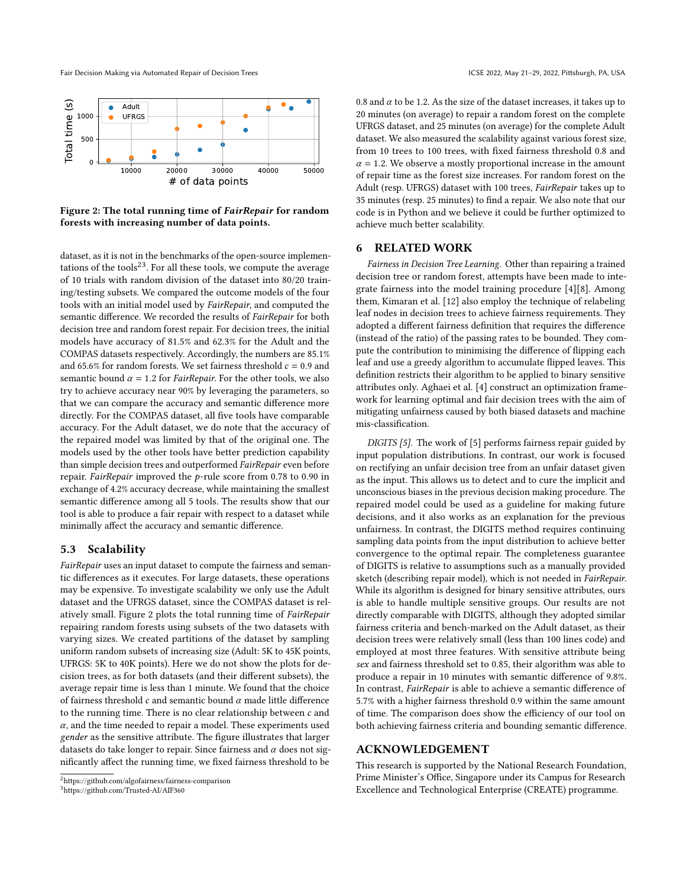Figure 2: The total running time of *FairRepair* for random forests with increasing number of data points.

dataset, as it is not in the benchmarks of the open-source implementations of the tools[2][3]. For all these tools, we compute the average of 10 trials with random division of the dataset into 80/20 training/testing subsets. We compared the outcome models of the four tools with an initial model used by *FairRepair*, and computed the semantic difference. We recorded the results of *FairRepair* for both decision tree and random forest repair. For decision trees, the initial models have accuracy of 81.5% and 62.3% for the Adult and the COMPAS datasets respectively. Accordingly, the numbers are 85.1% and 65.6% for random forests. We set fairness threshold $c = 0.9$ and semantic bound $\alpha = 1.2$ for *FairRepair*. For the other tools, we also try to achieve accuracy near 90% by leveraging the parameters, so that we can compare the accuracy and semantic difference more directly. For the COMPAS dataset, all five tools have comparable accuracy. For the Adult dataset, we do note that the accuracy of the repaired model was limited by that of the original one. The models used by the other tools have better prediction capability than simple decision trees and outperformed *FairRepair* even before repair. *FairRepair* improved the $p$-rule score from 0.78 to 0.90 in exchange of 4.2% accuracy decrease, while maintaining the smallest semantic difference among all 5 tools. The results show that our tool is able to produce a fair repair with respect to a dataset while minimally affect the accuracy and semantic difference.

## 5.3 Scalability

*FairRepair* uses an input dataset to compute the fairness and semantic differences as it executes. For large datasets, these operations may be expensive. To investigate scalability we only use the Adult dataset and the UFRGS dataset, since the COMPAS dataset is relatively small. Figure 2 plots the total running time of *FairRepair* repairing random forests using subsets of the two datasets with varying sizes. We created partitions of the dataset by sampling uniform random subsets of increasing size (Adult: 5K to 45K points, UFRGS: 5K to 40K points). Here we do not show the plots for decision trees, as for both datasets (and their different subsets), the average repair time is less than 1 minute. We found that the choice of fairness threshold $c$ and semantic bound $\alpha$ made little difference to the running time. There is no clear relationship between $c$ and $\alpha$, and the time needed to repair a model. These experiments used *gender* as the sensitive attribute. The figure illustrates that larger datasets do take longer to repair. Since fairness and $\alpha$ does not significantly affect the running time, we fixed fairness threshold to be 0.8 and $\alpha$ to be 1.2. As the size of the dataset increases, it takes up to 20 minutes (on average) to repair a random forest on the complete UFRGS dataset, and 25 minutes (on average) for the complete Adult dataset. We also measured the scalability against various forest size, from 10 trees to 100 trees, with fixed fairness threshold 0.8 and $\alpha = 1.2$. We observe a mostly proportional increase in the amount of repair time as the forest size increases. For random forest on the Adult (resp. UFRGS) dataset with 100 trees, *FairRepair* takes up to 35 minutes (resp. 25 minutes) to find a repair. We also note that our code is in Python and we believe it could be further optimized to achieve much better scalability.

[2] https://github.com/algofairness/fairness-comparison

[3] https://github.com/Trusted-AI/AIF360

# 6 RELATED WORK

*Fairness in Decision Tree Learning.* Other than repairing a trained decision tree or random forest, attempts have been made to integrate fairness into the model training procedure [4][8]. Among them, Kimaran et al. [12] also employ the technique of relabeling leaf nodes in decision trees to achieve fairness requirements. They adopted a different fairness definition that requires the difference (instead of the ratio) of the passing rates to be bounded. They compute the contribution to minimising the difference of flipping each leaf and use a greedy algorithm to accumulate flipped leaves. This definition restricts their algorithm to be applied to binary sensitive attributes only. Aghaei et al. [4] construct an optimization framework for learning optimal and fair decision trees with the aim of mitigating unfairness caused by both biased datasets and machine mis-classification.

*DIGITS [5].* The work of [5] performs fairness repair guided by input population distributions. In contrast, our work is focused on rectifying an unfair decision tree from an unfair dataset given as the input. This allows us to detect and to cure the implicit and unconscious biases in the previous decision making procedure. The repaired model could be used as a guideline for making future decisions, and it also works as an explanation for the previous unfairness. In contrast, the DIGITS method requires continuing sampling data points from the input distribution to achieve better convergence to the optimal repair. The completeness guarantee of DIGITS is relative to assumptions such as a manually provided sketch (describing repair model), which is not needed in *FairRepair*. While its algorithm is designed for binary sensitive attributes, ours is able to handle multiple sensitive groups. Our results are not directly comparable with DIGITS, although they adopted similar fairness criteria and bench-marked on the Adult dataset, as their decision trees were relatively small (less than 100 lines code) and employed at most three features. With sensitive attribute being *sex* and fairness threshold set to 0.85, their algorithm was able to produce a repair in 10 minutes with semantic difference of 9.8%. In contrast, *FairRepair* is able to achieve a semantic difference of 5.7% with a higher fairness threshold 0.9 within the same amount of time. The comparison does show the efficiency of our tool on both achieving fairness criteria and bounding semantic difference.

# ACKNOWLEDGEMENT

This research is supported by the National Research Foundation, Prime Minister's Office, Singapore under its Campus for Research Excellence and Technological Enterprise (CREATE) programme.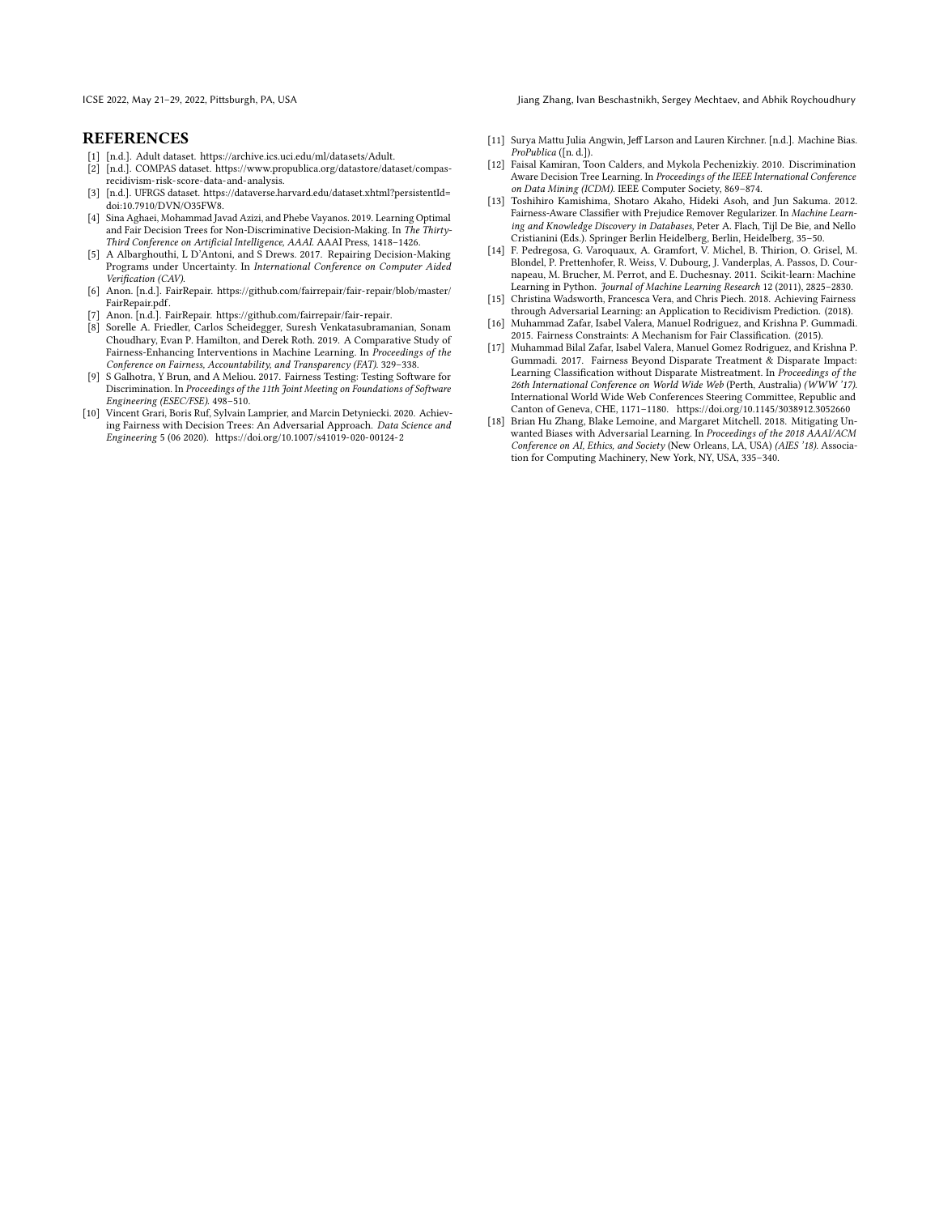## REFERENCES

[1] [n.d.]. Adult dataset. https://archive.ics.uci.edu/ml/datasets/Adult.

[2] [n.d.]. COMPAS dataset. https://www.propublica.org/datastore/dataset/compas-recidivism-risk-score-data-and-analysis.

[3] [n.d.]. UFRGS dataset. https://dataverse.harvard.edu/dataset.xhtml?persistentId=doi:10.7910/DVN/O35FW8.

[4] Sina Aghaei, Mohammad Javad Azizi, and Phebe Vayanos. 2019. Learning Optimal and Fair Decision Trees for Non-Discriminative Decision-Making. In *The Thirty-Third Conference on Artificial Intelligence, AAAI*. AAAI Press, 1418–1426.

[5] A Albarghouthi, L D'Antoni, and S Drews. 2017. Repairing Decision-Making Programs under Uncertainty. In *International Conference on Computer Aided Verification (CAV)*.

[6] Anon. [n.d.]. FairRepair. https://github.com/fairrepair/fair-repair/blob/master/FairRepair.pdf.

[7] Anon. [n.d.]. FairRepair. https://github.com/fairrepair/fair-repair.

[8] Sorelle A. Friedler, Carlos Scheidegger, Suresh Venkatasubramanian, Sonam Choudhary, Evan P. Hamilton, and Derek Roth. 2019. A Comparative Study of Fairness-Enhancing Interventions in Machine Learning. In *Proceedings of the Conference on Fairness, Accountability, and Transparency (FAT)*. 329–338.

[9] S Galhotra, Y Brun, and A Meliou. 2017. Fairness Testing: Testing Software for Discrimination. In *Proceedings of the 11th Joint Meeting on Foundations of Software Engineering (ESEC/FSE)*. 498–510.

[10] Vincent Grari, Boris Ruf, Sylvain Lamprier, and Marcin Detyniecki. 2020. Achieving Fairness with Decision Trees: An Adversarial Approach. *Data Science and Engineering* 5 (06 2020). https://doi.org/10.1007/s41019-020-00124-2

[11] Surya Mattu Julia Angwin, Jeff Larson and Lauren Kirchner. [n.d.]. Machine Bias. *ProPublica* ([n. d.]).

[12] Faisal Kamiran, Toon Calders, and Mykola Pechenizkiy. 2010. Discrimination Aware Decision Tree Learning. In *Proceedings of the IEEE International Conference on Data Mining (ICDM)*. IEEE Computer Society, 869–874.

[13] Toshihiro Kamishima, Shotaro Akaho, Hideki Asoh, and Jun Sakuma. 2012. Fairness-Aware Classifier with Prejudice Remover Regularizer. In *Machine Learning and Knowledge Discovery in Databases*, Peter A. Flach, Tijl De Bie, and Nello Cristianini (Eds.). Springer Berlin Heidelberg, Berlin, Heidelberg, 35–50.

[14] F. Pedregosa, G. Varoquaux, A. Gramfort, V. Michel, B. Thirion, O. Grisel, M. Blondel, P. Prettenhofer, R. Weiss, V. Dubourg, J. Vanderplas, A. Passos, D. Cournapeau, M. Brucher, M. Perrot, and E. Duchesnay. 2011. Scikit-learn: Machine Learning in Python. *Journal of Machine Learning Research* 12 (2011), 2825–2830.

[15] Christina Wadsworth, Francesca Vera, and Chris Piech. 2018. Achieving Fairness through Adversarial Learning: an Application to Recidivism Prediction. (2018).

[16] Muhammad Zafar, Isabel Valera, Manuel Rodriguez, and Krishna P. Gummadi. 2015. Fairness Constraints: A Mechanism for Fair Classification. (2015).

[17] Muhammad Bilal Zafar, Isabel Valera, Manuel Gomez Rodriguez, and Krishna P. Gummadi. 2017. Fairness Beyond Disparate Treatment & Disparate Impact: Learning Classification without Disparate Mistreatment. In *Proceedings of the 26th International Conference on World Wide Web* (Perth, Australia) *(WWW '17)*. International World Wide Web Conferences Steering Committee, Republic and Canton of Geneva, CHE, 1171–1180. https://doi.org/10.1145/3038912.3052660

[18] Brian Hu Zhang, Blake Lemoine, and Margaret Mitchell. 2018. Mitigating Unwanted Biases with Adversarial Learning. In *Proceedings of the 2018 AAAI/ACM Conference on AI, Ethics, and Society* (New Orleans, LA, USA) *(AIES '18)*. Association for Computing Machinery, New York, NY, USA, 335–340.